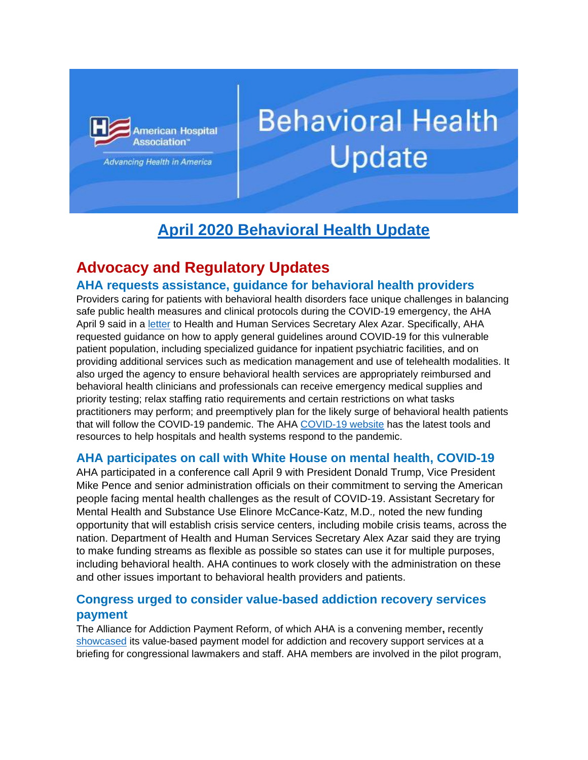# Behavioral Health Update

## April 2020 Behavioral Health Update

## Advocacy and Regulatory Updates

### AHA requests assistance, guidance for behavioral health providers

Providers caring for patients with behavioral health disorders face unique challenges in balancing safe public health measures and clinical protocols during the COVID-19 emergency, the AHA April 9 said in a letter to Health and Human Services Secretary Alex Azar. Specifically, AHA requested guidance on how to apply general guidelines around COVID-19 for this vulnerable patient population, including specialized guidance for inpatient psychiatric facilities, and on providing additional services such as medication management and use of telehealth modalities. It also urged the agency to ensure behavioral health services are appropriately reimbursed and behavioral health clinicians and professionals can receive emergency medical supplies and priority testing; relax staffing ratio requirements and certain restrictions on what tasks practitioners may perform; and preemptively plan for the likely surge of behavioral health patients that will follow the COVID-19 pandemic. The AHA COVID-19 website has the latest tools and resources to help hospitals and health systems respond to the pandemic.

### AHA participates on call with White House on mental health, COVID-19

AHA participated in a conference call April 9 with President Donald Trump, Vice President Mike Pence and senior administration officials on their commitment to serving the American people facing mental health challenges as the result of COVID-19. Assistant Secretary for Mental Health and Substance Use Elinore McCance-Katz, M.D., noted the new funding opportunity that will establish crisis service centers, including mobile crisis teams, across the nation. Department of Health and Human Services Secretary Alex Azar said they are trying to make funding streams as flexible as possible so states can use it for multiple purposes, including behavioral health. AHA continues to work closely with the administration on these and other issues important to behavioral health providers and patients.

### Congress urged to consider value-based addiction recovery services payment

The Alliance for Addiction Payment Reform, of which AHA is a convening member**,** recently showcased its value-based payment model for addiction and recovery support services at a briefing for congressional lawmakers and staff. AHA members are involved in the pilot program,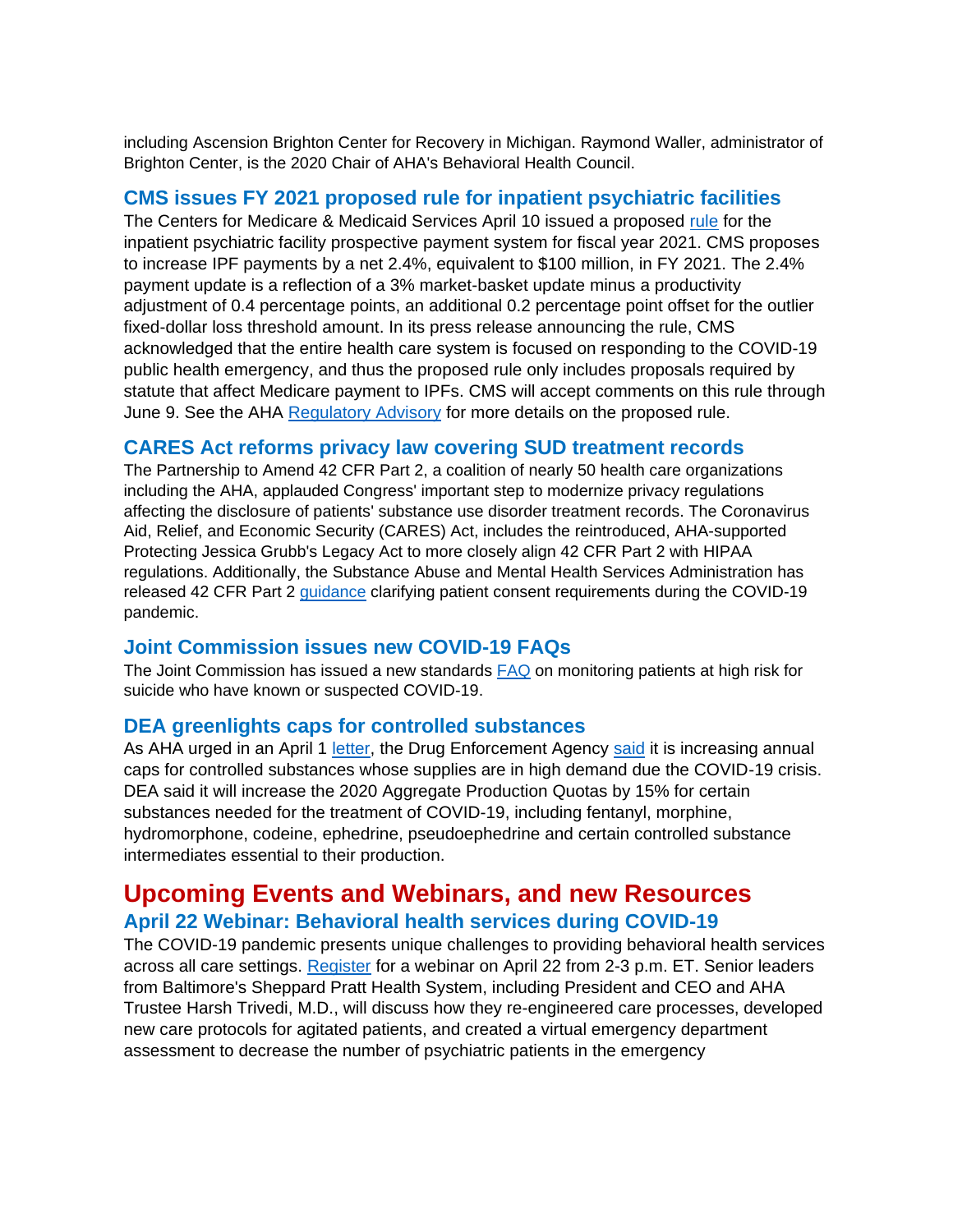including Ascension Brighton Center for Recovery in Michigan. Raymond Waller, administrator of Brighton Center, is the 2020 Chair of AHA's Behavioral Health Council.

### CMS issues FY 2021 proposed rule for inpatient psychiatric facilities

The Centers for Medicare & Medicaid Services April 10 issued a proposed rule for the inpatient psychiatric facility prospective payment system for fiscal year 2021. CMS proposes to increase IPF payments by a net 2.4%, equivalent to $100 million, in FY 2021. The 2.4% payment update is a reflection of a 3% market-basket update minus a productivity adjustment of 0.4 percentage points, an additional 0.2 percentage point offset for the outlier fixed-dollar loss threshold amount. In its press release announcing the rule, CMS acknowledged that the entire health care system is focused on responding to the COVID-19 public health emergency, and thus the proposed rule only includes proposals required by statute that affect Medicare payment to IPFs. CMS will accept comments on this rule through June 9. See the AHA Regulatory Advisory for more details on the proposed rule.

### CARES Act reforms privacy law covering SUD treatment records

The Partnership to Amend 42 CFR Part 2, a coalition of nearly 50 health care organizations including the AHA, applauded Congress' important step to modernize privacy regulations affecting the disclosure of patients' substance use disorder treatment records. The Coronavirus Aid, Relief, and Economic Security (CARES) Act, includes the reintroduced, AHA-supported Protecting Jessica Grubb's Legacy Act to more closely align 42 CFR Part 2 with HIPAA regulations. Additionally, the Substance Abuse and Mental Health Services Administration has released 42 CFR Part 2 guidance clarifying patient consent requirements during the COVID-19 pandemic.

### Joint Commission issues new COVID-19 FAQs

The Joint Commission has issued a new standards FAQ on monitoring patients at high risk for suicide who have known or suspected COVID-19.

### DEA greenlights caps for controlled substances

As AHA urged in an April 1 letter, the Drug Enforcement Agency said it is increasing annual caps for controlled substances whose supplies are in high demand due the COVID-19 crisis. DEA said it will increase the 2020 Aggregate Production Quotas by 15% for certain substances needed for the treatment of COVID-19, including fentanyl, morphine, hydromorphone, codeine, ephedrine, pseudoephedrine and certain controlled substance intermediates essential to their production.

## Upcoming Events and Webinars, and new Resources

### April 22 Webinar: Behavioral health services during COVID-19

The COVID-19 pandemic presents unique challenges to providing behavioral health services across all care settings. Register for a webinar on April 22 from 2-3 p.m. ET. Senior leaders from Baltimore's Sheppard Pratt Health System, including President and CEO and AHA Trustee Harsh Trivedi, M.D., will discuss how they re-engineered care processes, developed new care protocols for agitated patients, and created a virtual emergency department assessment to decrease the number of psychiatric patients in the emergency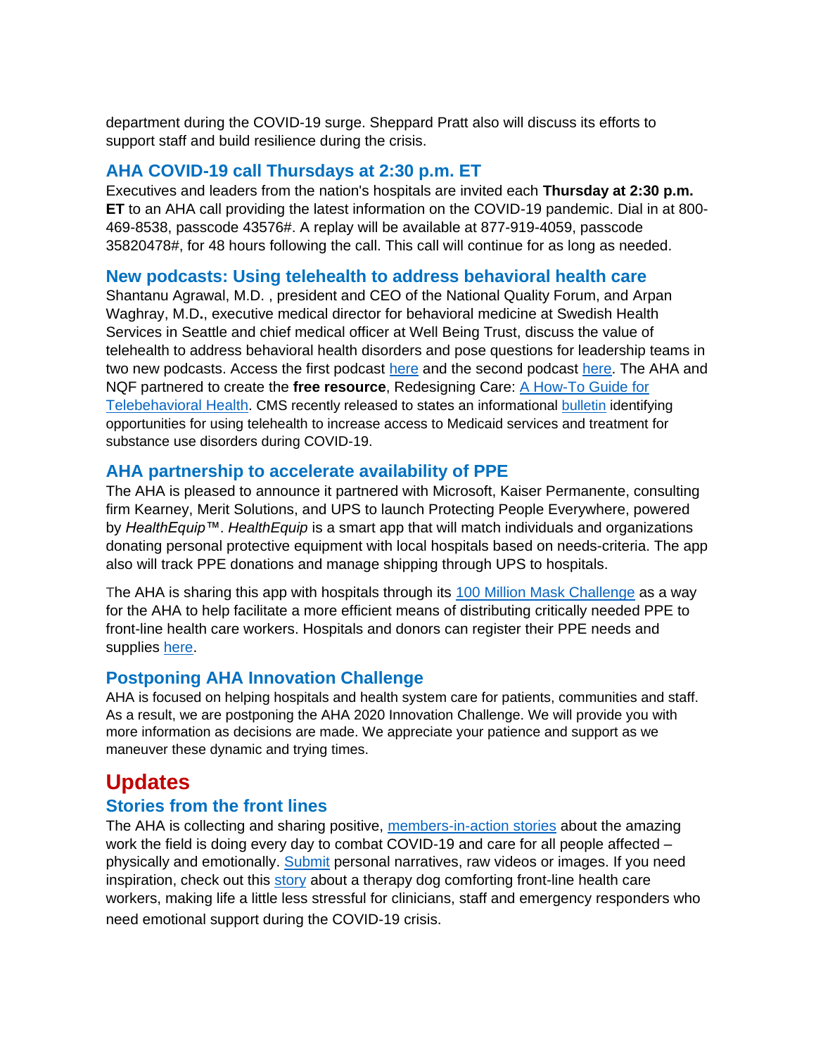department during the COVID-19 surge. Sheppard Pratt also will discuss its efforts to support staff and build resilience during the crisis.

### AHA COVID-19 call Thursdays at 2:30 p.m. ET

Executives and leaders from the nation's hospitals are invited each **Thursday at 2:30 p.m. ET** to an AHA call providing the latest information on the COVID-19 pandemic. Dial in at 800-469-8538, passcode 43576#. A replay will be available at 877-919-4059, passcode 35820478#, for 48 hours following the call. This call will continue for as long as needed.

### New podcasts: Using telehealth to address behavioral health care

Shantanu Agrawal, M.D. , president and CEO of the National Quality Forum, and Arpan Waghray, M.D**.**, executive medical director for behavioral medicine at Swedish Health Services in Seattle and chief medical officer at Well Being Trust, discuss the value of telehealth to address behavioral health disorders and pose questions for leadership teams in two new podcasts. Access the first podcast here and the second podcast here. The AHA and NQF partnered to create the **free resource**, Redesigning Care: A How-To Guide for Telebehavioral Health. CMS recently released to states an informational bulletin identifying opportunities for using telehealth to increase access to Medicaid services and treatment for substance use disorders during COVID-19.

### AHA partnership to accelerate availability of PPE

The AHA is pleased to announce it partnered with Microsoft, Kaiser Permanente, consulting firm Kearney, Merit Solutions, and UPS to launch Protecting People Everywhere, powered by *HealthEquip*™. *HealthEquip* is a smart app that will match individuals and organizations donating personal protective equipment with local hospitals based on needs-criteria. The app also will track PPE donations and manage shipping through UPS to hospitals.

The AHA is sharing this app with hospitals through its 100 Million Mask Challenge as a way for the AHA to help facilitate a more efficient means of distributing critically needed PPE to front-line health care workers. Hospitals and donors can register their PPE needs and supplies here.

### Postponing AHA Innovation Challenge

AHA is focused on helping hospitals and health system care for patients, communities and staff. As a result, we are postponing the AHA 2020 Innovation Challenge. We will provide you with more information as decisions are made. We appreciate your patience and support as we maneuver these dynamic and trying times.

## Updates

### Stories from the front lines

The AHA is collecting and sharing positive, members-in-action stories about the amazing work the field is doing every day to combat COVID-19 and care for all people affected – physically and emotionally. Submit personal narratives, raw videos or images. If you need inspiration, check out this story about a therapy dog comforting front-line health care workers, making life a little less stressful for clinicians, staff and emergency responders who need emotional support during the COVID-19 crisis.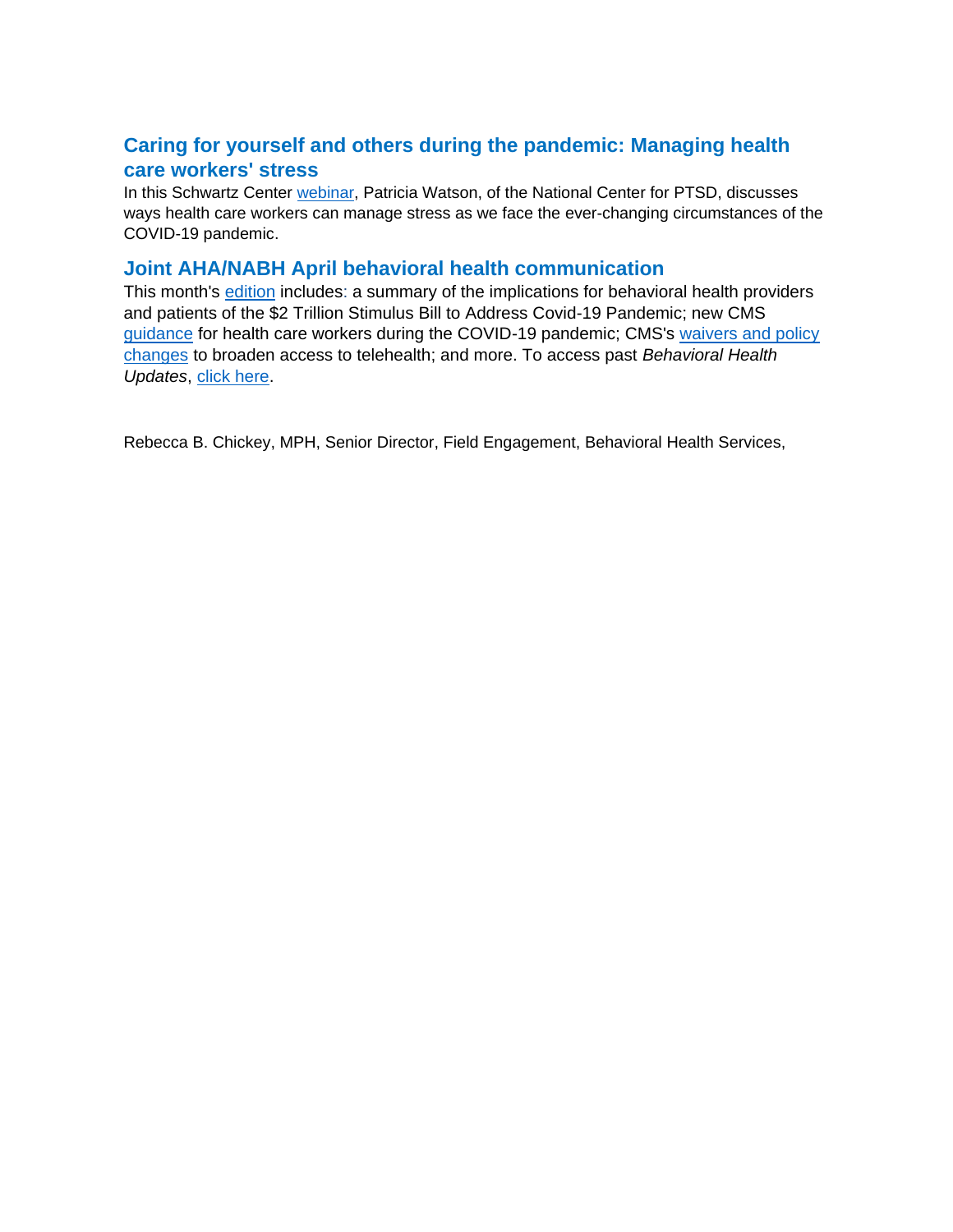### Caring for yourself and others during the pandemic: Managing health care workers' stress

In this Schwartz Center webinar, Patricia Watson, of the National Center for PTSD, discusses ways health care workers can manage stress as we face the ever-changing circumstances of the COVID-19 pandemic.

### Joint AHA/NABH April behavioral health communication

This month's edition includes: a summary of the implications for behavioral health providers and patients of the $2 Trillion Stimulus Bill to Address Covid-19 Pandemic; new CMS guidance for health care workers during the COVID-19 pandemic; CMS's waivers and policy changes to broaden access to telehealth; and more. To access past *Behavioral Health Updates*, click here.

Rebecca B. Chickey, MPH, Senior Director, Field Engagement, Behavioral Health Services,